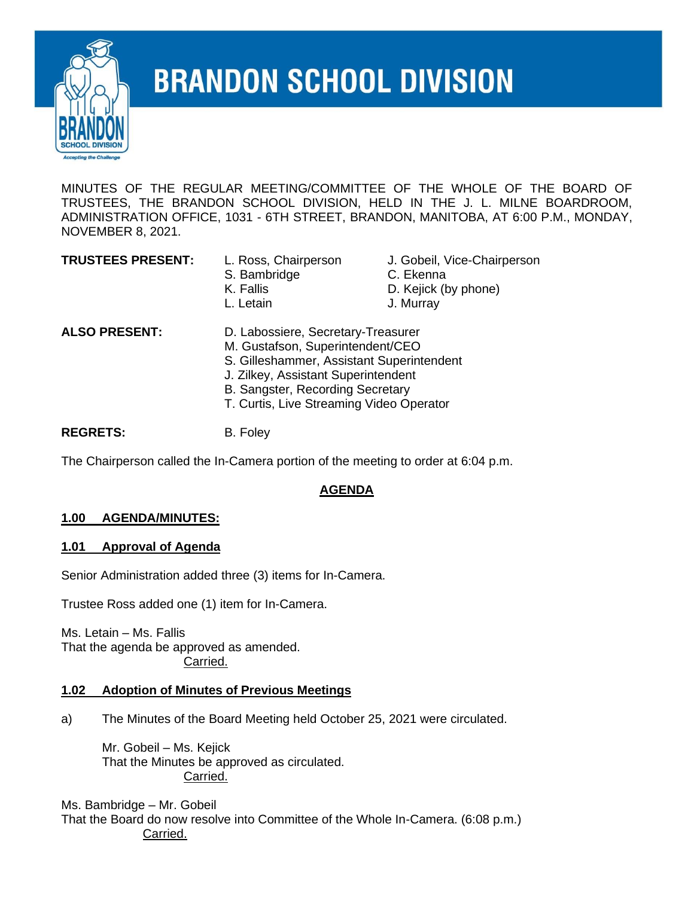# BRANDON SCHOOL DIVISION

MINUTES OF THE REGULAR MEETING/COMMITTEE OF THE WHOLE OF THE BOARD OF TRUSTEES, THE BRANDON SCHOOL DIVISION, HELD IN THE J. L. MILNE BOARDROOM, ADMINISTRATION OFFICE, 1031 - 6TH STREET, BRANDON, MANITOBA, AT 6:00 P.M., MONDAY, NOVEMBER 8, 2021.

**TRUSTEES PRESENT:**

L. Ross, Chairperson
J. Gobeil, Vice-Chairperson
S. Bambridge
C. Ekenna
K. Fallis
D. Kejick (by phone)
L. Letain
J. Murray

**ALSO PRESENT:**

D. Labossiere, Secretary-Treasurer
M. Gustafson, Superintendent/CEO
S. Gilleshammer, Assistant Superintendent
J. Zilkey, Assistant Superintendent
B. Sangster, Recording Secretary
T. Curtis, Live Streaming Video Operator

**REGRETS:** B. Foley

The Chairperson called the In-Camera portion of the meeting to order at 6:04 p.m.

## AGENDA

### 1.00 AGENDA/MINUTES:

#### 1.01 Approval of Agenda

Senior Administration added three (3) items for In-Camera.

Trustee Ross added one (1) item for In-Camera.

Ms. Letain – Ms. Fallis
That the agenda be approved as amended.
Carried.

#### 1.02 Adoption of Minutes of Previous Meetings

a) The Minutes of the Board Meeting held October 25, 2021 were circulated.

Mr. Gobeil – Ms. Kejick
That the Minutes be approved as circulated.
Carried.

Ms. Bambridge – Mr. Gobeil
That the Board do now resolve into Committee of the Whole In-Camera. (6:08 p.m.)
Carried.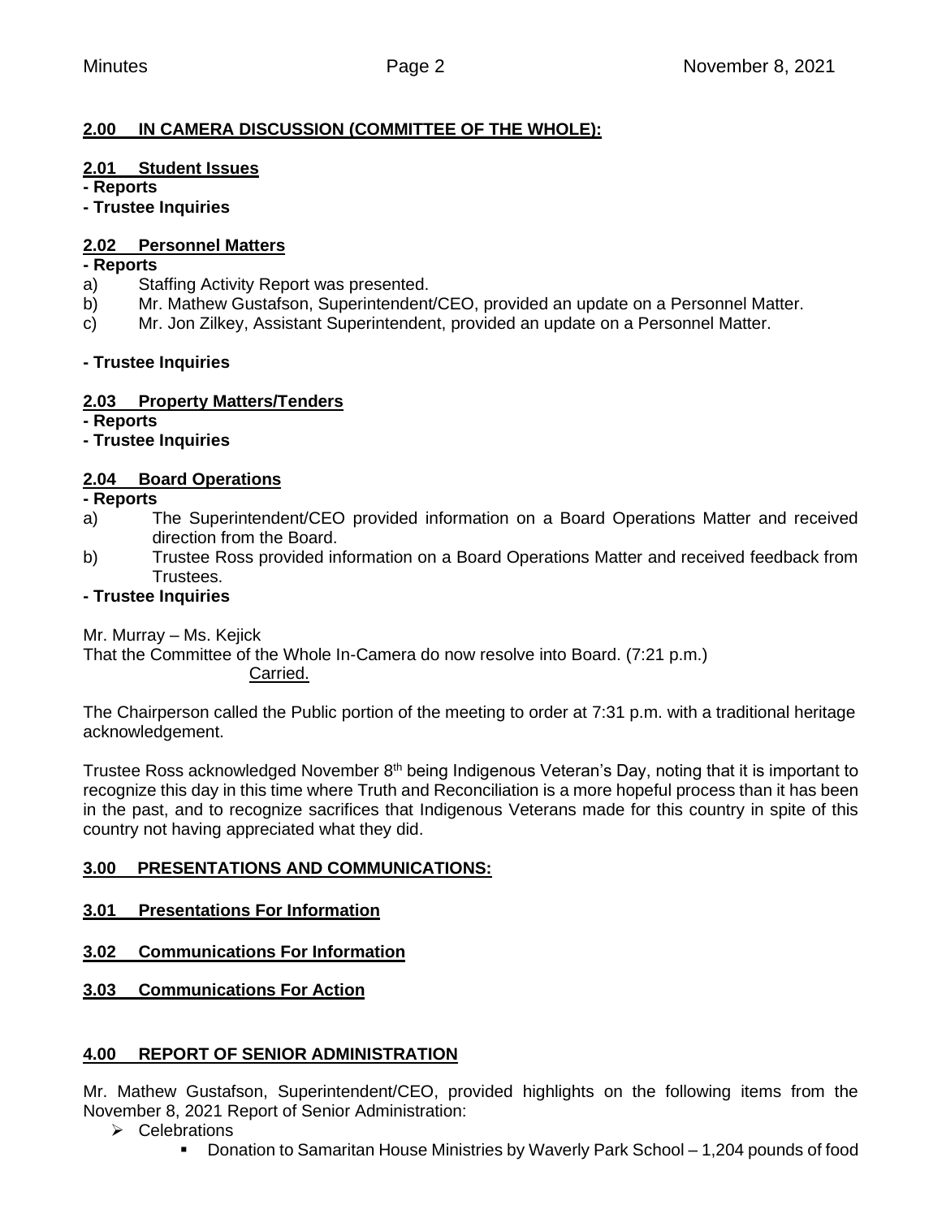## 2.00 IN CAMERA DISCUSSION (COMMITTEE OF THE WHOLE):

### 2.01 Student Issues

**- Reports**

**- Trustee Inquiries**

### 2.02 Personnel Matters

**- Reports**

a) Staffing Activity Report was presented.

b) Mr. Mathew Gustafson, Superintendent/CEO, provided an update on a Personnel Matter.

c) Mr. Jon Zilkey, Assistant Superintendent, provided an update on a Personnel Matter.

**- Trustee Inquiries**

### 2.03 Property Matters/Tenders

**- Reports**

**- Trustee Inquiries**

### 2.04 Board Operations

**- Reports**

a) The Superintendent/CEO provided information on a Board Operations Matter and received direction from the Board.

b) Trustee Ross provided information on a Board Operations Matter and received feedback from Trustees.

**- Trustee Inquiries**

Mr. Murray – Ms. Kejick

That the Committee of the Whole In-Camera do now resolve into Board. (7:21 p.m.)

Carried.

The Chairperson called the Public portion of the meeting to order at 7:31 p.m. with a traditional heritage acknowledgement.

Trustee Ross acknowledged November 8th being Indigenous Veteran's Day, noting that it is important to recognize this day in this time where Truth and Reconciliation is a more hopeful process than it has been in the past, and to recognize sacrifices that Indigenous Veterans made for this country in spite of this country not having appreciated what they did.

## 3.00 PRESENTATIONS AND COMMUNICATIONS:

### 3.01 Presentations For Information

### 3.02 Communications For Information

### 3.03 Communications For Action

## 4.00 REPORT OF SENIOR ADMINISTRATION

Mr. Mathew Gustafson, Superintendent/CEO, provided highlights on the following items from the November 8, 2021 Report of Senior Administration:

- Celebrations
  - Donation to Samaritan House Ministries by Waverly Park School – 1,204 pounds of food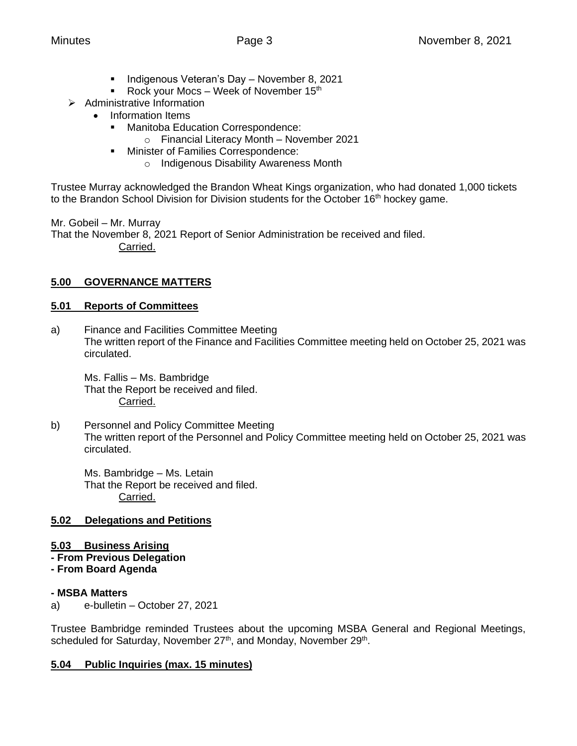- Indigenous Veteran's Day – November 8, 2021
        - Rock your Mocs – Week of November 15th
- Administrative Information
    - Information Items
        - Manitoba Education Correspondence:
            - Financial Literacy Month – November 2021
        - Minister of Families Correspondence:
            - Indigenous Disability Awareness Month

Trustee Murray acknowledged the Brandon Wheat Kings organization, who had donated 1,000 tickets to the Brandon School Division for Division students for the October 16th hockey game.

Mr. Gobeil – Mr. Murray
That the November 8, 2021 Report of Senior Administration be received and filed.
Carried.

## 5.00 GOVERNANCE MATTERS

### 5.01 Reports of Committees

a) Finance and Facilities Committee Meeting
The written report of the Finance and Facilities Committee meeting held on October 25, 2021 was circulated.

Ms. Fallis – Ms. Bambridge
That the Report be received and filed.
Carried.

b) Personnel and Policy Committee Meeting
The written report of the Personnel and Policy Committee meeting held on October 25, 2021 was circulated.

Ms. Bambridge – Ms. Letain
That the Report be received and filed.
Carried.

### 5.02 Delegations and Petitions

### 5.03 Business Arising

**- From Previous Delegation**

**- From Board Agenda**

**- MSBA Matters**

a) e-bulletin – October 27, 2021

Trustee Bambridge reminded Trustees about the upcoming MSBA General and Regional Meetings, scheduled for Saturday, November 27th, and Monday, November 29th.

### 5.04 Public Inquiries (max. 15 minutes)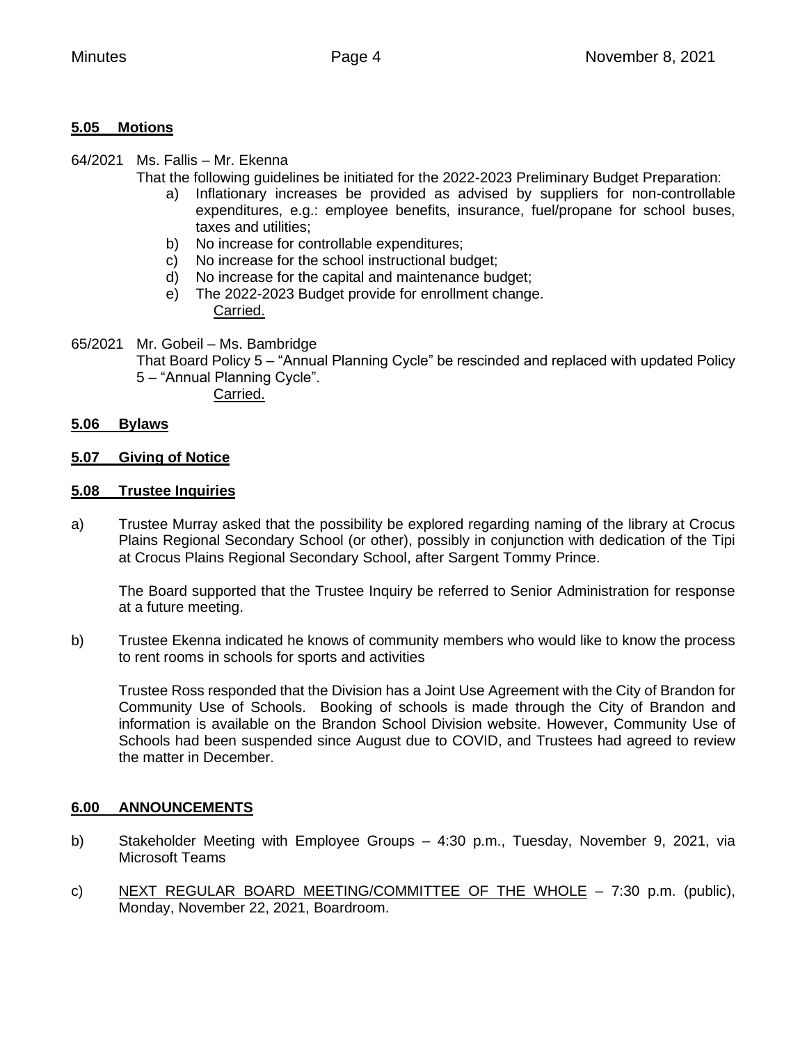**5.05 Motions**

64/2021 Ms. Fallis – Mr. Ekenna

That the following guidelines be initiated for the 2022-2023 Preliminary Budget Preparation:

a) Inflationary increases be provided as advised by suppliers for non-controllable expenditures, e.g.: employee benefits, insurance, fuel/propane for school buses, taxes and utilities;
b) No increase for controllable expenditures;
c) No increase for the school instructional budget;
d) No increase for the capital and maintenance budget;
e) The 2022-2023 Budget provide for enrollment change.

Carried.

65/2021 Mr. Gobeil – Ms. Bambridge

That Board Policy 5 – "Annual Planning Cycle" be rescinded and replaced with updated Policy 5 – "Annual Planning Cycle".

Carried.

**5.06 Bylaws**

**5.07 Giving of Notice**

**5.08 Trustee Inquiries**

a) Trustee Murray asked that the possibility be explored regarding naming of the library at Crocus Plains Regional Secondary School (or other), possibly in conjunction with dedication of the Tipi at Crocus Plains Regional Secondary School, after Sargent Tommy Prince.

The Board supported that the Trustee Inquiry be referred to Senior Administration for response at a future meeting.

b) Trustee Ekenna indicated he knows of community members who would like to know the process to rent rooms in schools for sports and activities

Trustee Ross responded that the Division has a Joint Use Agreement with the City of Brandon for Community Use of Schools. Booking of schools is made through the City of Brandon and information is available on the Brandon School Division website. However, Community Use of Schools had been suspended since August due to COVID, and Trustees had agreed to review the matter in December.

**6.00 ANNOUNCEMENTS**

b) Stakeholder Meeting with Employee Groups – 4:30 p.m., Tuesday, November 9, 2021, via Microsoft Teams

c) NEXT REGULAR BOARD MEETING/COMMITTEE OF THE WHOLE – 7:30 p.m. (public), Monday, November 22, 2021, Boardroom.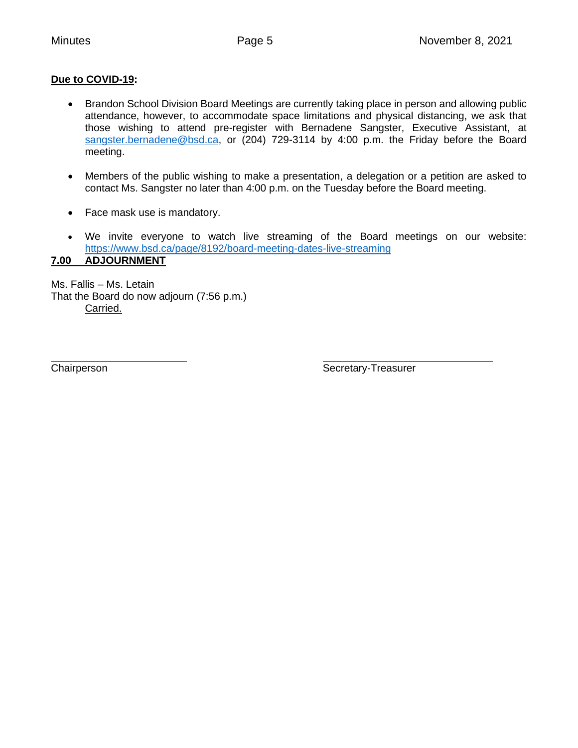**Due to COVID-19:**

- Brandon School Division Board Meetings are currently taking place in person and allowing public attendance, however, to accommodate space limitations and physical distancing, we ask that those wishing to attend pre-register with Bernadene Sangster, Executive Assistant, at sangster.bernadene@bsd.ca, or (204) 729-3114 by 4:00 p.m. the Friday before the Board meeting.

- Members of the public wishing to make a presentation, a delegation or a petition are asked to contact Ms. Sangster no later than 4:00 p.m. on the Tuesday before the Board meeting.

- Face mask use is mandatory.

- We invite everyone to watch live streaming of the Board meetings on our website: https://www.bsd.ca/page/8192/board-meeting-dates-live-streaming

## 7.00 ADJOURNMENT

Ms. Fallis – Ms. Letain
That the Board do now adjourn (7:56 p.m.)
Carried.

\_\_\_\_\_\_\_\_\_\_\_\_\_\_\_\_\_\_\_\_\_\_\_\_ \_\_\_\_\_\_\_\_\_\_\_\_\_\_\_\_\_\_\_\_\_\_\_\_
Chairperson Secretary-Treasurer